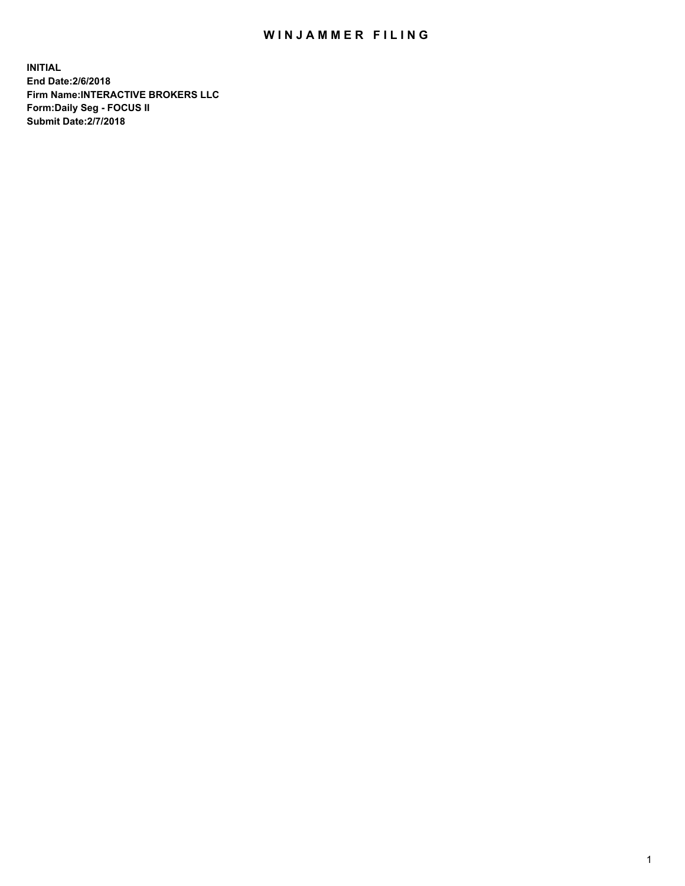# WINJAMMER FILING

**INITIAL**
**End Date:2/6/2018**
**Firm Name:INTERACTIVE BROKERS LLC**
**Form:Daily Seg - FOCUS II**
**Submit Date:2/7/2018**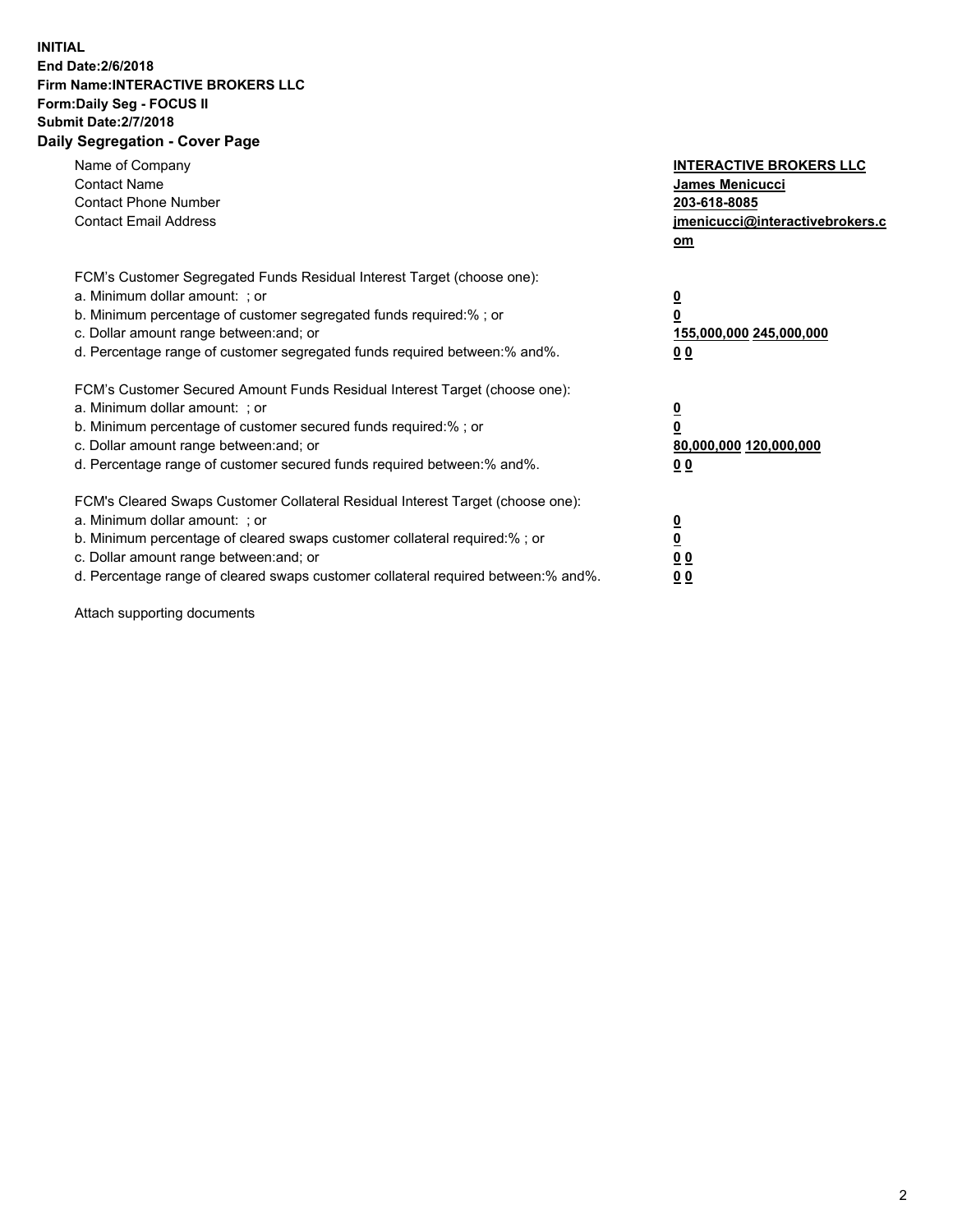**INITIAL**
**End Date:2/6/2018**
**Firm Name:INTERACTIVE BROKERS LLC**
**Form:Daily Seg - FOCUS II**
**Submit Date:2/7/2018**
**Daily Segregation - Cover Page**

| | |
|---|---|
| Name of Company | **INTERACTIVE BROKERS LLC** |
| Contact Name | **James Menicucci** |
| Contact Phone Number | **203-618-8085** |
| Contact Email Address | **jmenicucci@interactivebrokers.com** |

FCM's Customer Segregated Funds Residual Interest Target (choose one):

| | |
|---|---|
| a. Minimum dollar amount: ; or | **0** |
| b. Minimum percentage of customer segregated funds required:% ; or | **0** |
| c. Dollar amount range between:and; or | **155,000,000 245,000,000** |
| d. Percentage range of customer segregated funds required between:% and%. | **0 0** |

FCM's Customer Secured Amount Funds Residual Interest Target (choose one):

| | |
|---|---|
| a. Minimum dollar amount: ; or | **0** |
| b. Minimum percentage of customer secured funds required:% ; or | **0** |
| c. Dollar amount range between:and; or | **80,000,000 120,000,000** |
| d. Percentage range of customer secured funds required between:% and%. | **0 0** |

FCM's Cleared Swaps Customer Collateral Residual Interest Target (choose one):

| | |
|---|---|
| a. Minimum dollar amount: ; or | **0** |
| b. Minimum percentage of cleared swaps customer collateral required:% ; or | **0** |
| c. Dollar amount range between:and; or | **0 0** |
| d. Percentage range of cleared swaps customer collateral required between:% and%. | **0 0** |

Attach supporting documents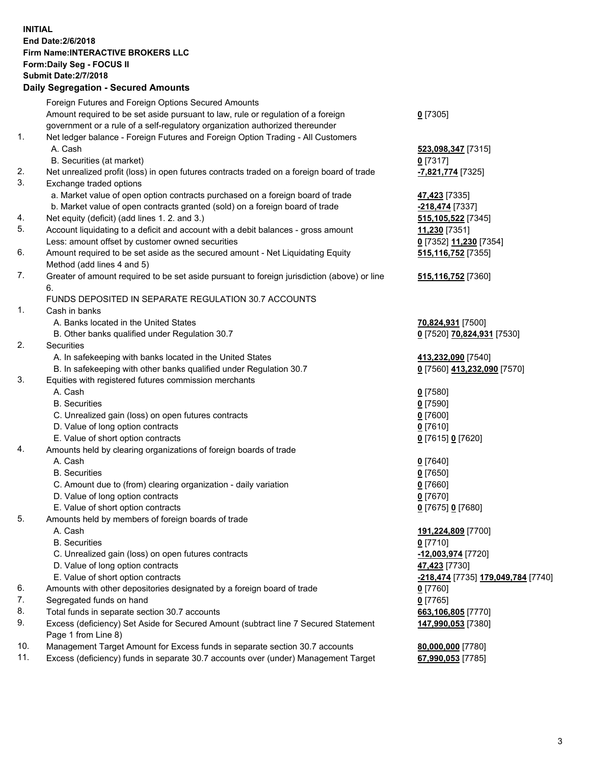**INITIAL**
**End Date:2/6/2018**
**Firm Name:INTERACTIVE BROKERS LLC**
**Form:Daily Seg - FOCUS II**
**Submit Date:2/7/2018**
**Daily Segregation - Secured Amounts**

| | | |
|---|---|---|
| | Foreign Futures and Foreign Options Secured Amounts | |
| | Amount required to be set aside pursuant to law, rule or regulation of a foreign government or a rule of a self-regulatory organization authorized thereunder | **0** [7305] |
| 1. | Net ledger balance - Foreign Futures and Foreign Option Trading - All Customers | |
| | A. Cash | **523,098,347** [7315] |
| | B. Securities (at market) | **0** [7317] |
| 2. | Net unrealized profit (loss) in open futures contracts traded on a foreign board of trade | **-7,821,774** [7325] |
| 3. | Exchange traded options | |
| | a. Market value of open option contracts purchased on a foreign board of trade | **47,423** [7335] |
| | b. Market value of open contracts granted (sold) on a foreign board of trade | **-218,474** [7337] |
| 4. | Net equity (deficit) (add lines 1. 2. and 3.) | **515,105,522** [7345] |
| 5. | Account liquidating to a deficit and account with a debit balances - gross amount | **11,230** [7351] |
| | Less: amount offset by customer owned securities | **0** [7352] **11,230** [7354] |
| 6. | Amount required to be set aside as the secured amount - Net Liquidating Equity Method (add lines 4 and 5) | **515,116,752** [7355] |
| 7. | Greater of amount required to be set aside pursuant to foreign jurisdiction (above) or line 6. | **515,116,752** [7360] |
| | FUNDS DEPOSITED IN SEPARATE REGULATION 30.7 ACCOUNTS | |
| 1. | Cash in banks | |
| | A. Banks located in the United States | **70,824,931** [7500] |
| | B. Other banks qualified under Regulation 30.7 | **0** [7520] **70,824,931** [7530] |
| 2. | Securities | |
| | A. In safekeeping with banks located in the United States | **413,232,090** [7540] |
| | B. In safekeeping with other banks qualified under Regulation 30.7 | **0** [7560] **413,232,090** [7570] |
| 3. | Equities with registered futures commission merchants | |
| | A. Cash | **0** [7580] |
| | B. Securities | **0** [7590] |
| | C. Unrealized gain (loss) on open futures contracts | **0** [7600] |
| | D. Value of long option contracts | **0** [7610] |
| | E. Value of short option contracts | **0** [7615] **0** [7620] |
| 4. | Amounts held by clearing organizations of foreign boards of trade | |
| | A. Cash | **0** [7640] |
| | B. Securities | **0** [7650] |
| | C. Amount due to (from) clearing organization - daily variation | **0** [7660] |
| | D. Value of long option contracts | **0** [7670] |
| | E. Value of short option contracts | **0** [7675] **0** [7680] |
| 5. | Amounts held by members of foreign boards of trade | |
| | A. Cash | **191,224,809** [7700] |
| | B. Securities | **0** [7710] |
| | C. Unrealized gain (loss) on open futures contracts | **-12,003,974** [7720] |
| | D. Value of long option contracts | **47,423** [7730] |
| | E. Value of short option contracts | **-218,474** [7735] **179,049,784** [7740] |
| 6. | Amounts with other depositories designated by a foreign board of trade | **0** [7760] |
| 7. | Segregated funds on hand | **0** [7765] |
| 8. | Total funds in separate section 30.7 accounts | **663,106,805** [7770] |
| 9. | Excess (deficiency) Set Aside for Secured Amount (subtract line 7 Secured Statement Page 1 from Line 8) | **147,990,053** [7380] |
| 10. | Management Target Amount for Excess funds in separate section 30.7 accounts | **80,000,000** [7780] |
| 11. | Excess (deficiency) funds in separate 30.7 accounts over (under) Management Target | **67,990,053** [7785] |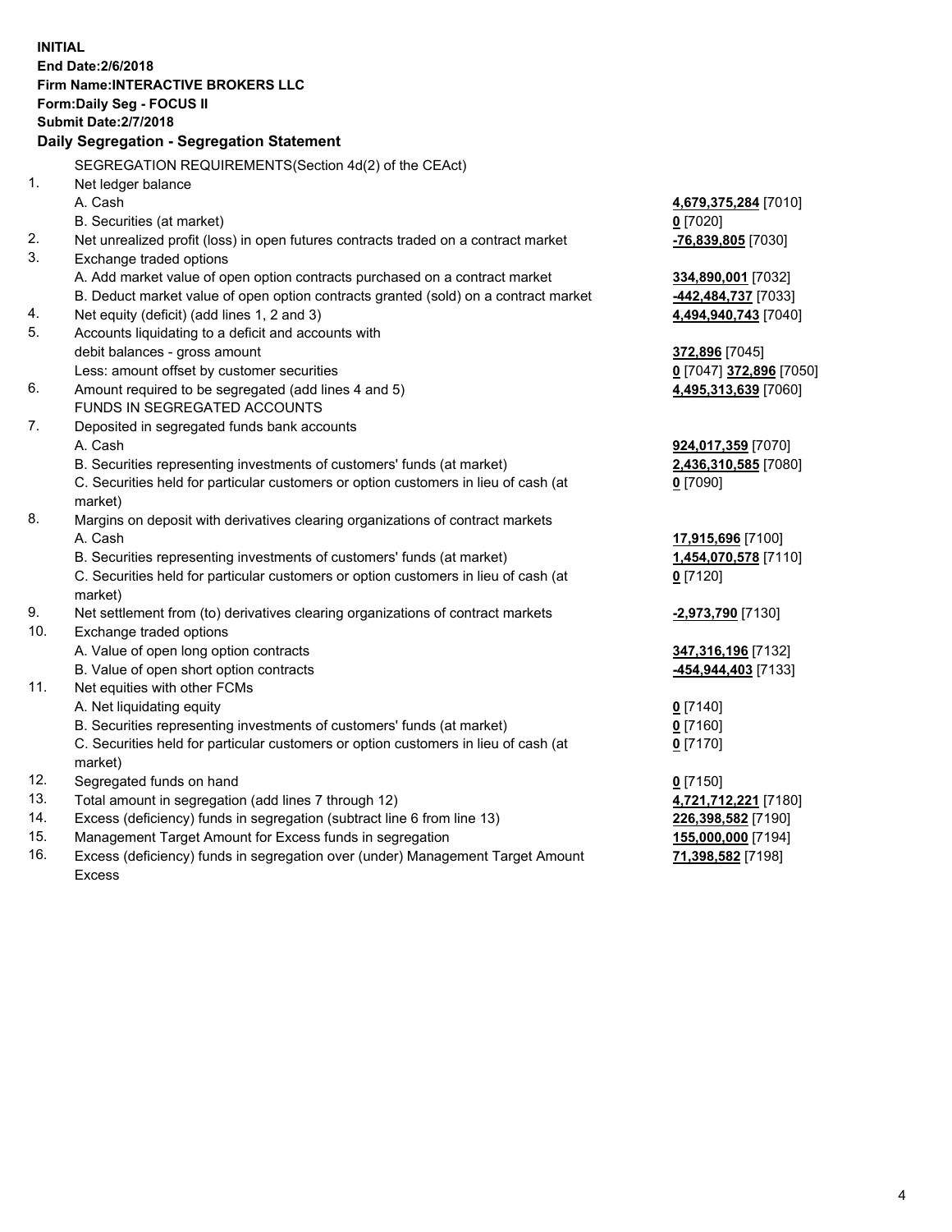**INITIAL**
**End Date:2/6/2018**
**Firm Name:INTERACTIVE BROKERS LLC**
**Form:Daily Seg - FOCUS II**
**Submit Date:2/7/2018**

### Daily Segregation - Segregation Statement

SEGREGATION REQUIREMENTS(Section 4d(2) of the CEAct)

| | | |
|---|---|---|
| 1. | Net ledger balance | |
| | A. Cash | **4,679,375,284** [7010] |
| | B. Securities (at market) | **0** [7020] |
| 2. | Net unrealized profit (loss) in open futures contracts traded on a contract market | **-76,839,805** [7030] |
| 3. | Exchange traded options | |
| | A. Add market value of open option contracts purchased on a contract market | **334,890,001** [7032] |
| | B. Deduct market value of open option contracts granted (sold) on a contract market | **-442,484,737** [7033] |
| 4. | Net equity (deficit) (add lines 1, 2 and 3) | **4,494,940,743** [7040] |
| 5. | Accounts liquidating to a deficit and accounts with debit balances - gross amount | **372,896** [7045] |
| | Less: amount offset by customer securities | **0** [7047] **372,896** [7050] |
| 6. | Amount required to be segregated (add lines 4 and 5) | **4,495,313,639** [7060] |
| | FUNDS IN SEGREGATED ACCOUNTS | |
| 7. | Deposited in segregated funds bank accounts | |
| | A. Cash | **924,017,359** [7070] |
| | B. Securities representing investments of customers' funds (at market) | **2,436,310,585** [7080] |
| | C. Securities held for particular customers or option customers in lieu of cash (at market) | **0** [7090] |
| 8. | Margins on deposit with derivatives clearing organizations of contract markets | |
| | A. Cash | **17,915,696** [7100] |
| | B. Securities representing investments of customers' funds (at market) | **1,454,070,578** [7110] |
| | C. Securities held for particular customers or option customers in lieu of cash (at market) | **0** [7120] |
| 9. | Net settlement from (to) derivatives clearing organizations of contract markets | **-2,973,790** [7130] |
| 10. | Exchange traded options | |
| | A. Value of open long option contracts | **347,316,196** [7132] |
| | B. Value of open short option contracts | **-454,944,403** [7133] |
| 11. | Net equities with other FCMs | |
| | A. Net liquidating equity | **0** [7140] |
| | B. Securities representing investments of customers' funds (at market) | **0** [7160] |
| | C. Securities held for particular customers or option customers in lieu of cash (at market) | **0** [7170] |
| 12. | Segregated funds on hand | **0** [7150] |
| 13. | Total amount in segregation (add lines 7 through 12) | **4,721,712,221** [7180] |
| 14. | Excess (deficiency) funds in segregation (subtract line 6 from line 13) | **226,398,582** [7190] |
| 15. | Management Target Amount for Excess funds in segregation | **155,000,000** [7194] |
| 16. | Excess (deficiency) funds in segregation over (under) Management Target Amount Excess | **71,398,582** [7198] |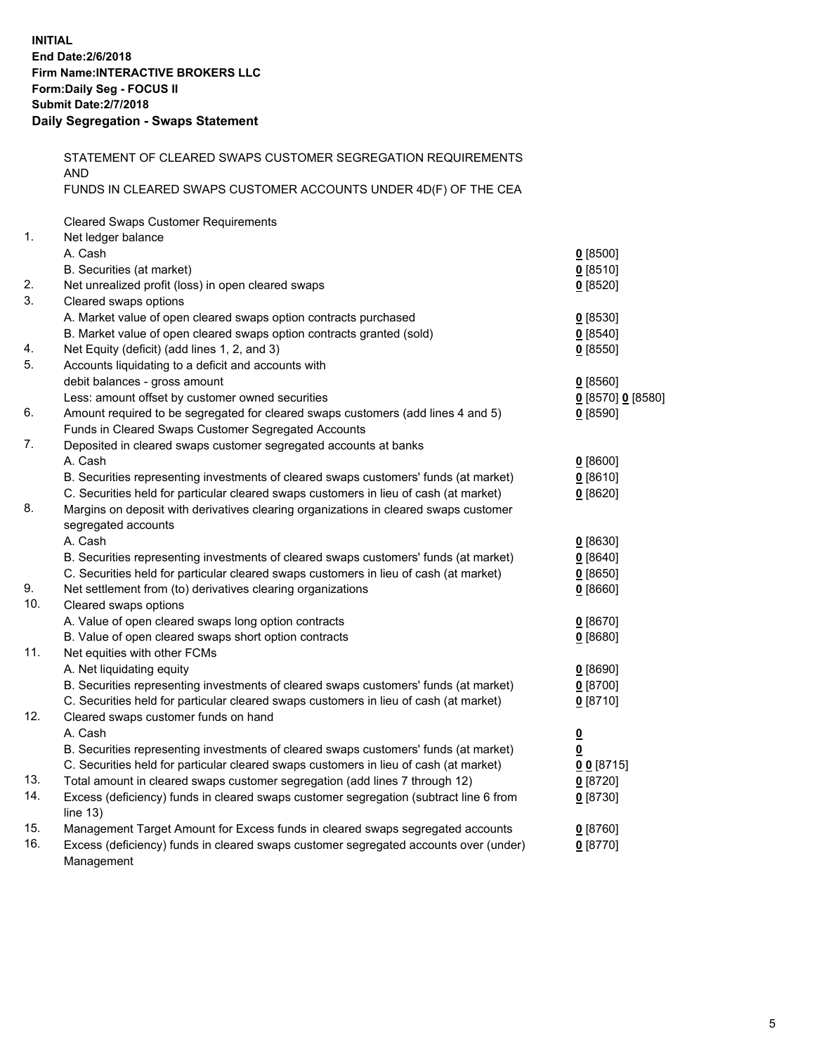**INITIAL**
**End Date:2/6/2018**
**Firm Name:INTERACTIVE BROKERS LLC**
**Form:Daily Seg - FOCUS II**
**Submit Date:2/7/2018**
**Daily Segregation - Swaps Statement**

STATEMENT OF CLEARED SWAPS CUSTOMER SEGREGATION REQUIREMENTS AND FUNDS IN CLEARED SWAPS CUSTOMER ACCOUNTS UNDER 4D(F) OF THE CEA

| | | |
|---|---|---|
| | Cleared Swaps Customer Requirements | |
| 1. | Net ledger balance | |
| | A. Cash | 0 [8500] |
| | B. Securities (at market) | 0 [8510] |
| 2. | Net unrealized profit (loss) in open cleared swaps | 0 [8520] |
| 3. | Cleared swaps options | |
| | A. Market value of open cleared swaps option contracts purchased | 0 [8530] |
| | B. Market value of open cleared swaps option contracts granted (sold) | 0 [8540] |
| 4. | Net Equity (deficit) (add lines 1, 2, and 3) | 0 [8550] |
| 5. | Accounts liquidating to a deficit and accounts with debit balances - gross amount | 0 [8560] |
| | Less: amount offset by customer owned securities | 0 [8570] 0 [8580] |
| 6. | Amount required to be segregated for cleared swaps customers (add lines 4 and 5) | 0 [8590] |
| | Funds in Cleared Swaps Customer Segregated Accounts | |
| 7. | Deposited in cleared swaps customer segregated accounts at banks | |
| | A. Cash | 0 [8600] |
| | B. Securities representing investments of cleared swaps customers' funds (at market) | 0 [8610] |
| | C. Securities held for particular cleared swaps customers in lieu of cash (at market) | 0 [8620] |
| 8. | Margins on deposit with derivatives clearing organizations in cleared swaps customer segregated accounts | |
| | A. Cash | 0 [8630] |
| | B. Securities representing investments of cleared swaps customers' funds (at market) | 0 [8640] |
| | C. Securities held for particular cleared swaps customers in lieu of cash (at market) | 0 [8650] |
| 9. | Net settlement from (to) derivatives clearing organizations | 0 [8660] |
| 10. | Cleared swaps options | |
| | A. Value of open cleared swaps long option contracts | 0 [8670] |
| | B. Value of open cleared swaps short option contracts | 0 [8680] |
| 11. | Net equities with other FCMs | |
| | A. Net liquidating equity | 0 [8690] |
| | B. Securities representing investments of cleared swaps customers' funds (at market) | 0 [8700] |
| | C. Securities held for particular cleared swaps customers in lieu of cash (at market) | 0 [8710] |
| 12. | Cleared swaps customer funds on hand | |
| | A. Cash | 0 |
| | B. Securities representing investments of cleared swaps customers' funds (at market) | 0 |
| | C. Securities held for particular cleared swaps customers in lieu of cash (at market) | 0 0 [8715] |
| 13. | Total amount in cleared swaps customer segregation (add lines 7 through 12) | 0 [8720] |
| 14. | Excess (deficiency) funds in cleared swaps customer segregation (subtract line 6 from line 13) | 0 [8730] |
| 15. | Management Target Amount for Excess funds in cleared swaps segregated accounts | 0 [8760] |
| 16. | Excess (deficiency) funds in cleared swaps customer segregated accounts over (under) Management | 0 [8770] |